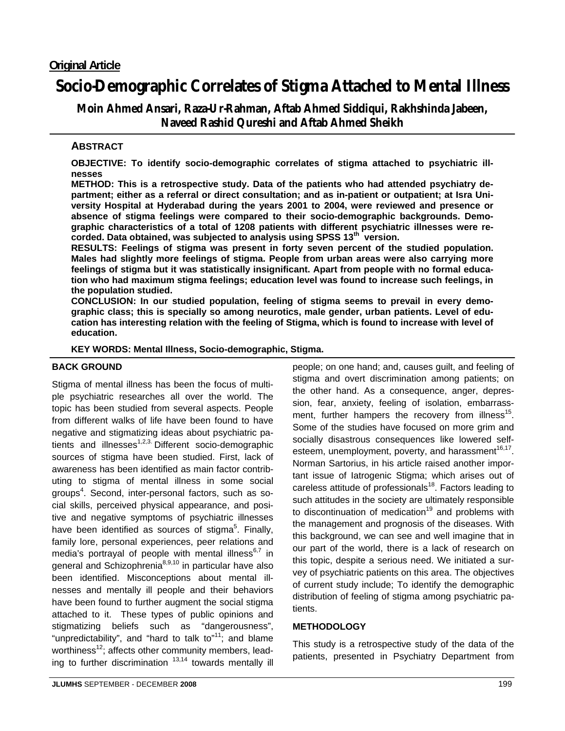**Original Article**

# Socio-Demographic Correlates of Stigma Attached to Mental Illness

**Moin Ahmed Ansari, Raza-Ur-Rahman, Aftab Ahmed Siddiqui, Rakhshinda Jabeen, Naveed Rashid Qureshi and Aftab Ahmed Sheikh**

## ABSTRACT

**OBJECTIVE: To identify socio-demographic correlates of stigma attached to psychiatric illnesses**

**METHOD: This is a retrospective study. Data of the patients who had attended psychiatry department; either as a referral or direct consultation; and as in-patient or outpatient; at Isra University Hospital at Hyderabad during the years 2001 to 2004, were reviewed and presence or absence of stigma feelings were compared to their socio-demographic backgrounds. Demographic characteristics of a total of 1208 patients with different psychiatric illnesses were recorded. Data obtained, was subjected to analysis using SPSS 13th version.**

**RESULTS: Feelings of stigma was present in forty seven percent of the studied population. Males had slightly more feelings of stigma. People from urban areas were also carrying more feelings of stigma but it was statistically insignificant. Apart from people with no formal education who had maximum stigma feelings; education level was found to increase such feelings, in the population studied.**

**CONCLUSION: In our studied population, feeling of stigma seems to prevail in every demographic class; this is specially so among neurotics, male gender, urban patients. Level of education has interesting relation with the feeling of Stigma, which is found to increase with level of education.**

**KEY WORDS: Mental Illness, Socio-demographic, Stigma.**

## BACK GROUND

Stigma of mental illness has been the focus of multiple psychiatric researches all over the world. The topic has been studied from several aspects. People from different walks of life have been found to have negative and stigmatizing ideas about psychiatric patients and illnesses[1,2,3]. Different socio-demographic sources of stigma have been studied. First, lack of awareness has been identified as main factor contributing to stigma of mental illness in some social groups[4]. Second, inter-personal factors, such as social skills, perceived physical appearance, and positive and negative symptoms of psychiatric illnesses have been identified as sources of stigma[5]. Finally, family lore, personal experiences, peer relations and media's portrayal of people with mental illness[6,7] in general and Schizophrenia[8,9,10] in particular have also been identified. Misconceptions about mental illnesses and mentally ill people and their behaviors have been found to further augment the social stigma attached to it. These types of public opinions and stigmatizing beliefs such as "dangerousness", "unpredictability", and "hard to talk to"[11]; and blame worthiness[12]; affects other community members, leading to further discrimination [13,14] towards mentally ill people; on one hand; and, causes guilt, and feeling of stigma and overt discrimination among patients; on the other hand. As a consequence, anger, depression, fear, anxiety, feeling of isolation, embarrassment, further hampers the recovery from illness[15]. Some of the studies have focused on more grim and socially disastrous consequences like lowered self-esteem, unemployment, poverty, and harassment[16,17]. Norman Sartorius, in his article raised another important issue of Iatrogenic Stigma; which arises out of careless attitude of professionals[18]. Factors leading to such attitudes in the society are ultimately responsible to discontinuation of medication[19] and problems with the management and prognosis of the diseases. With this background, we can see and well imagine that in our part of the world, there is a lack of research on this topic, despite a serious need. We initiated a survey of psychiatric patients on this area. The objectives of current study include; To identify the demographic distribution of feeling of stigma among psychiatric patients.

## METHODOLOGY

This study is a retrospective study of the data of the patients, presented in Psychiatry Department from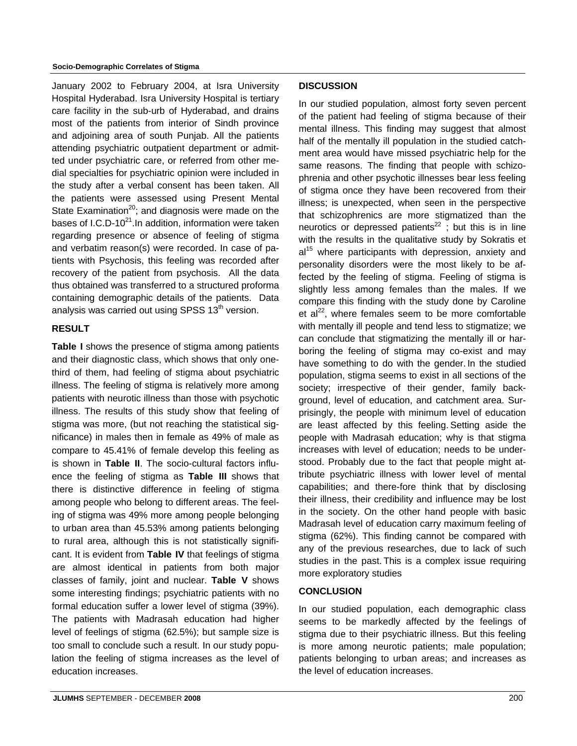January 2002 to February 2004, at Isra University Hospital Hyderabad. Isra University Hospital is tertiary care facility in the sub-urb of Hyderabad, and drains most of the patients from interior of Sindh province and adjoining area of south Punjab. All the patients attending psychiatric outpatient department or admitted under psychiatric care, or referred from other medial specialties for psychiatric opinion were included in the study after a verbal consent has been taken. All the patients were assessed using Present Mental State Examination[20]; and diagnosis were made on the bases of I.C.D-10[21].In addition, information were taken regarding presence or absence of feeling of stigma and verbatim reason(s) were recorded. In case of patients with Psychosis, this feeling was recorded after recovery of the patient from psychosis. All the data thus obtained was transferred to a structured proforma containing demographic details of the patients. Data analysis was carried out using SPSS 13[th] version.

## RESULT

**Table I** shows the presence of stigma among patients and their diagnostic class, which shows that only one-third of them, had feeling of stigma about psychiatric illness. The feeling of stigma is relatively more among patients with neurotic illness than those with psychotic illness. The results of this study show that feeling of stigma was more, (but not reaching the statistical significance) in males then in female as 49% of male as compare to 45.41% of female develop this feeling as is shown in **Table II**. The socio-cultural factors influence the feeling of stigma as **Table III** shows that there is distinctive difference in feeling of stigma among people who belong to different areas. The feeling of stigma was 49% more among people belonging to urban area than 45.53% among patients belonging to rural area, although this is not statistically significant. It is evident from **Table IV** that feelings of stigma are almost identical in patients from both major classes of family, joint and nuclear. **Table V** shows some interesting findings; psychiatric patients with no formal education suffer a lower level of stigma (39%). The patients with Madrasah education had higher level of feelings of stigma (62.5%); but sample size is too small to conclude such a result. In our study population the feeling of stigma increases as the level of education increases.

## DISCUSSION

In our studied population, almost forty seven percent of the patient had feeling of stigma because of their mental illness. This finding may suggest that almost half of the mentally ill population in the studied catchment area would have missed psychiatric help for the same reasons. The finding that people with schizophrenia and other psychotic illnesses bear less feeling of stigma once they have been recovered from their illness; is unexpected, when seen in the perspective that schizophrenics are more stigmatized than the neurotics or depressed patients[22] ; but this is in line with the results in the qualitative study by Sokratis et al[15] where participants with depression, anxiety and personality disorders were the most likely to be affected by the feeling of stigma. Feeling of stigma is slightly less among females than the males. If we compare this finding with the study done by Caroline et al[22], where females seem to be more comfortable with mentally ill people and tend less to stigmatize; we can conclude that stigmatizing the mentally ill or harboring the feeling of stigma may co-exist and may have something to do with the gender. In the studied population, stigma seems to exist in all sections of the society; irrespective of their gender, family background, level of education, and catchment area. Surprisingly, the people with minimum level of education are least affected by this feeling. Setting aside the people with Madrasah education; why is that stigma increases with level of education; needs to be understood. Probably due to the fact that people might attribute psychiatric illness with lower level of mental capabilities; and there-fore think that by disclosing their illness, their credibility and influence may be lost in the society. On the other hand people with basic Madrasah level of education carry maximum feeling of stigma (62%). This finding cannot be compared with any of the previous researches, due to lack of such studies in the past. This is a complex issue requiring more exploratory studies

## CONCLUSION

In our studied population, each demographic class seems to be markedly affected by the feelings of stigma due to their psychiatric illness. But this feeling is more among neurotic patients; male population; patients belonging to urban areas; and increases as the level of education increases.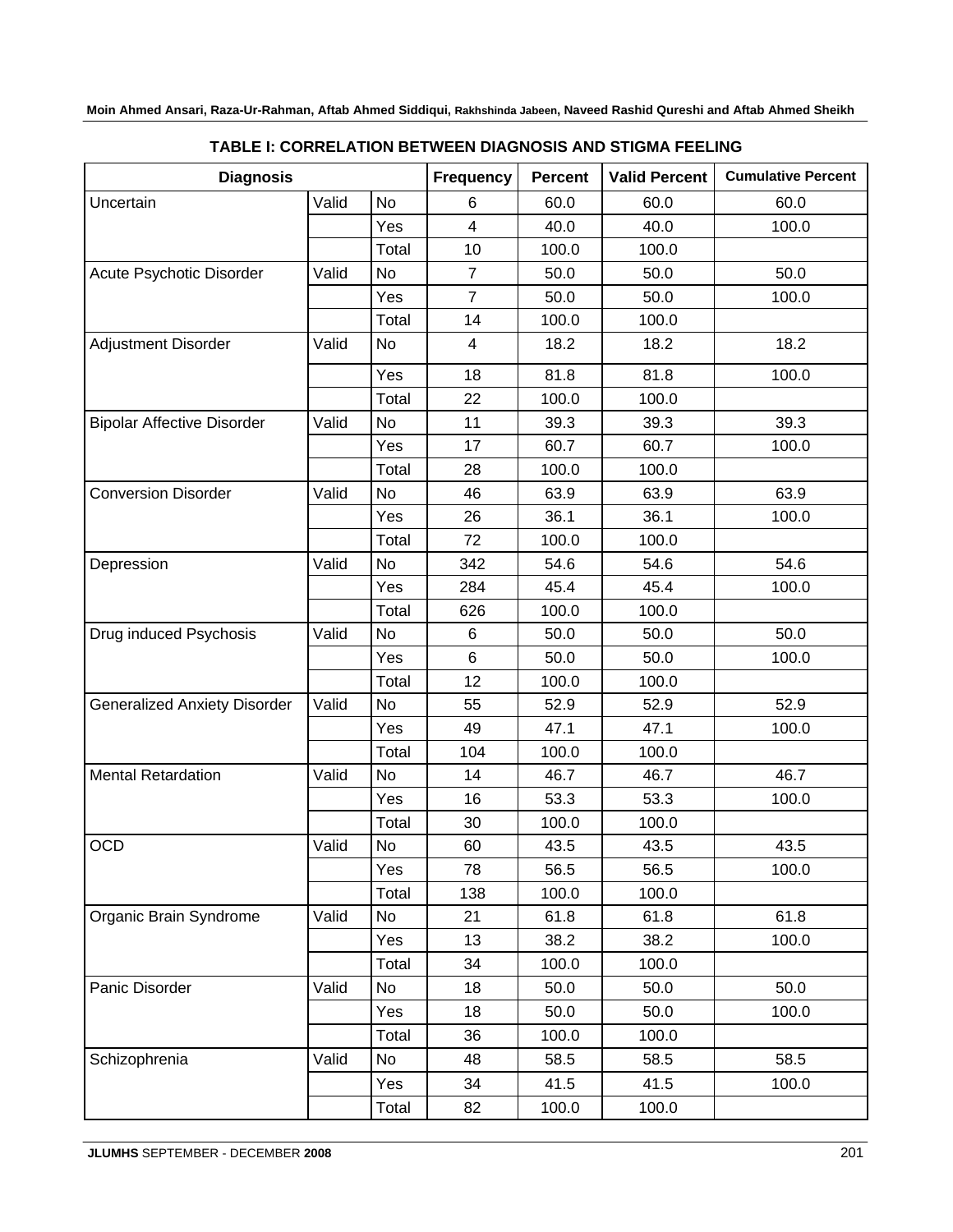**TABLE I: CORRELATION BETWEEN DIAGNOSIS AND STIGMA FEELING**

| Diagnosis | | | Frequency | Percent | Valid Percent | Cumulative Percent |
|---|---|---|---|---|---|---|
| Uncertain | Valid | No | 6 | 60.0 | 60.0 | 60.0 |
| | | Yes | 4 | 40.0 | 40.0 | 100.0 |
| | | Total | 10 | 100.0 | 100.0 | |
| Acute Psychotic Disorder | Valid | No | 7 | 50.0 | 50.0 | 50.0 |
| | | Yes | 7 | 50.0 | 50.0 | 100.0 |
| | | Total | 14 | 100.0 | 100.0 | |
| Adjustment Disorder | Valid | No | 4 | 18.2 | 18.2 | 18.2 |
| | | Yes | 18 | 81.8 | 81.8 | 100.0 |
| | | Total | 22 | 100.0 | 100.0 | |
| Bipolar Affective Disorder | Valid | No | 11 | 39.3 | 39.3 | 39.3 |
| | | Yes | 17 | 60.7 | 60.7 | 100.0 |
| | | Total | 28 | 100.0 | 100.0 | |
| Conversion Disorder | Valid | No | 46 | 63.9 | 63.9 | 63.9 |
| | | Yes | 26 | 36.1 | 36.1 | 100.0 |
| | | Total | 72 | 100.0 | 100.0 | |
| Depression | Valid | No | 342 | 54.6 | 54.6 | 54.6 |
| | | Yes | 284 | 45.4 | 45.4 | 100.0 |
| | | Total | 626 | 100.0 | 100.0 | |
| Drug induced Psychosis | Valid | No | 6 | 50.0 | 50.0 | 50.0 |
| | | Yes | 6 | 50.0 | 50.0 | 100.0 |
| | | Total | 12 | 100.0 | 100.0 | |
| Generalized Anxiety Disorder | Valid | No | 55 | 52.9 | 52.9 | 52.9 |
| | | Yes | 49 | 47.1 | 47.1 | 100.0 |
| | | Total | 104 | 100.0 | 100.0 | |
| Mental Retardation | Valid | No | 14 | 46.7 | 46.7 | 46.7 |
| | | Yes | 16 | 53.3 | 53.3 | 100.0 |
| | | Total | 30 | 100.0 | 100.0 | |
| OCD | Valid | No | 60 | 43.5 | 43.5 | 43.5 |
| | | Yes | 78 | 56.5 | 56.5 | 100.0 |
| | | Total | 138 | 100.0 | 100.0 | |
| Organic Brain Syndrome | Valid | No | 21 | 61.8 | 61.8 | 61.8 |
| | | Yes | 13 | 38.2 | 38.2 | 100.0 |
| | | Total | 34 | 100.0 | 100.0 | |
| Panic Disorder | Valid | No | 18 | 50.0 | 50.0 | 50.0 |
| | | Yes | 18 | 50.0 | 50.0 | 100.0 |
| | | Total | 36 | 100.0 | 100.0 | |
| Schizophrenia | Valid | No | 48 | 58.5 | 58.5 | 58.5 |
| | | Yes | 34 | 41.5 | 41.5 | 100.0 |
| | | Total | 82 | 100.0 | 100.0 | |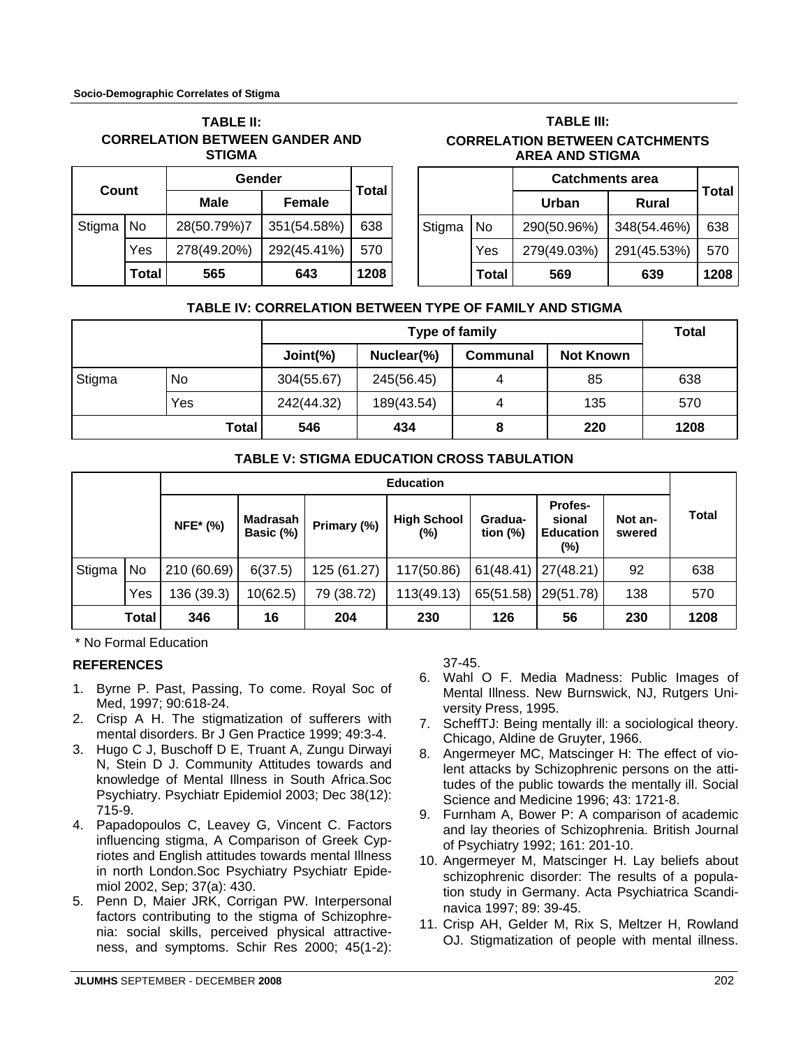**TABLE II: CORRELATION BETWEEN GANDER AND STIGMA**

| Count | | Gender | | Total |
|---|---|---|---|---|
| | | Male | Female | |
| Stigma | No | 28(50.79%)7 | 351(54.58%) | 638 |
| | Yes | 278(49.20%) | 292(45.41%) | 570 |
| | **Total** | **565** | **643** | **1208** |

**TABLE III: CORRELATION BETWEEN CATCHMENTS AREA AND STIGMA**

| | | Catchments area | | Total |
|---|---|---|---|---|
| | | Urban | Rural | |
| Stigma | No | 290(50.96%) | 348(54.46%) | 638 |
| | Yes | 279(49.03%) | 291(45.53%) | 570 |
| | **Total** | **569** | **639** | **1208** |

**TABLE IV: CORRELATION BETWEEN TYPE OF FAMILY AND STIGMA**

| | | Type of family | | | | Total |
|---|---|---|---|---|---|---|
| | | Joint(%) | Nuclear(%) | Communal | Not Known | |
| Stigma | No | 304(55.67) | 245(56.45) | 4 | 85 | 638 |
| | Yes | 242(44.32) | 189(43.54) | 4 | 135 | 570 |
| | **Total** | **546** | **434** | **8** | **220** | **1208** |

**TABLE V: STIGMA EDUCATION CROSS TABULATION**

| | | Education | | | | | | | Total |
|---|---|---|---|---|---|---|---|---|---|
| | | NFE* (%) | Madrasah Basic (%) | Primary (%) | High School (%) | Gradua-tion (%) | Profes-sional Education (%) | Not an-swered | |
| Stigma | No | 210 (60.69) | 6(37.5) | 125 (61.27) | 117(50.86) | 61(48.41) | 27(48.21) | 92 | 638 |
| | Yes | 136 (39.3) | 10(62.5) | 79 (38.72) | 113(49.13) | 65(51.58) | 29(51.78) | 138 | 570 |
| | **Total** | **346** | **16** | **204** | **230** | **126** | **56** | **230** | **1208** |

\* No Formal Education

## REFERENCES

1. Byrne P. Past, Passing, To come. Royal Soc of Med, 1997; 90:618-24.
2. Crisp A H. The stigmatization of sufferers with mental disorders. Br J Gen Practice 1999; 49:3-4.
3. Hugo C J, Buschoff D E, Truant A, Zungu Dirwayi N, Stein D J. Community Attitudes towards and knowledge of Mental Illness in South Africa.Soc Psychiatry. Psychiatr Epidemiol 2003; Dec 38(12): 715-9.
4. Papadopoulos C, Leavey G, Vincent C. Factors influencing stigma, A Comparison of Greek Cypriotes and English attitudes towards mental Illness in north London.Soc Psychiatry Psychiatr Epidemiol 2002, Sep; 37(a): 430.
5. Penn D, Maier JRK, Corrigan PW. Interpersonal factors contributing to the stigma of Schizophrenia: social skills, perceived physical attractiveness, and symptoms. Schir Res 2000; 45(1-2): 37-45.
6. Wahl O F. Media Madness: Public Images of Mental Illness. New Burnswick, NJ, Rutgers University Press, 1995.
7. ScheffTJ: Being mentally ill: a sociological theory. Chicago, Aldine de Gruyter, 1966.
8. Angermeyer MC, Matscinger H: The effect of violent attacks by Schizophrenic persons on the attitudes of the public towards the mentally ill. Social Science and Medicine 1996; 43: 1721-8.
9. Furnham A, Bower P: A comparison of academic and lay theories of Schizophrenia. British Journal of Psychiatry 1992; 161: 201-10.
10. Angermeyer M, Matscinger H. Lay beliefs about schizophrenic disorder: The results of a population study in Germany. Acta Psychiatrica Scandinavica 1997; 89: 39-45.
11. Crisp AH, Gelder M, Rix S, Meltzer H, Rowland OJ. Stigmatization of people with mental illness.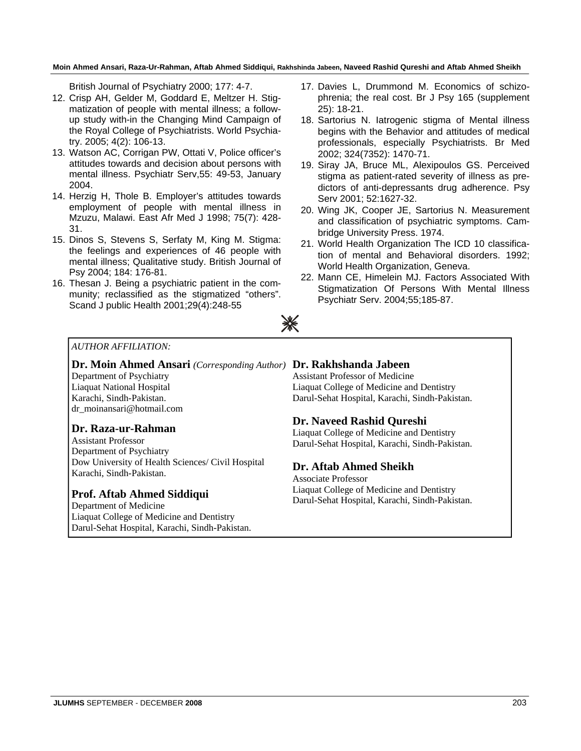British Journal of Psychiatry 2000; 177: 4-7.

12. Crisp AH, Gelder M, Goddard E, Meltzer H. Stigmatization of people with mental illness; a follow-up study with-in the Changing Mind Campaign of the Royal College of Psychiatrists. World Psychiatry. 2005; 4(2): 106-13.
13. Watson AC, Corrigan PW, Ottati V, Police officer's attitudes towards and decision about persons with mental illness. Psychiatr Serv,55: 49-53, January 2004.
14. Herzig H, Thole B. Employer's attitudes towards employment of people with mental illness in Mzuzu, Malawi. East Afr Med J 1998; 75(7): 428-31.
15. Dinos S, Stevens S, Serfaty M, King M. Stigma: the feelings and experiences of 46 people with mental illness; Qualitative study. British Journal of Psy 2004; 184: 176-81.
16. Thesan J. Being a psychiatric patient in the community; reclassified as the stigmatized "others". Scand J public Health 2001;29(4):248-55
17. Davies L, Drummond M. Economics of schizophrenia; the real cost. Br J Psy 165 (supplement 25): 18-21.
18. Sartorius N. Iatrogenic stigma of Mental illness begins with the Behavior and attitudes of medical professionals, especially Psychiatrists. Br Med 2002; 324(7352): 1470-71.
19. Siray JA, Bruce ML, Alexipoulos GS. Perceived stigma as patient-rated severity of illness as predictors of anti-depressants drug adherence. Psy Serv 2001; 52:1627-32.
20. Wing JK, Cooper JE, Sartorius N. Measurement and classification of psychiatric symptoms. Cambridge University Press. 1974.
21. World Health Organization The ICD 10 classification of mental and Behavioral disorders. 1992; World Health Organization, Geneva.
22. Mann CE, Himelein MJ. Factors Associated With Stigmatization Of Persons With Mental Illness Psychiatr Serv. 2004;55;185-87.

*AUTHOR AFFILIATION:*

**Dr. Moin Ahmed Ansari** *(Corresponding Author)*
Department of Psychiatry
Liaquat National Hospital
Karachi, Sindh-Pakistan.
dr_moinansari@hotmail.com

**Dr. Raza-ur-Rahman**
Assistant Professor
Department of Psychiatry
Dow University of Health Sciences/ Civil Hospital
Karachi, Sindh-Pakistan.

**Prof. Aftab Ahmed Siddiqui**
Department of Medicine
Liaquat College of Medicine and Dentistry
Darul-Sehat Hospital, Karachi, Sindh-Pakistan.

**Dr. Rakhshanda Jabeen**
Assistant Professor of Medicine
Liaquat College of Medicine and Dentistry
Darul-Sehat Hospital, Karachi, Sindh-Pakistan.

**Dr. Naveed Rashid Qureshi**
Liaquat College of Medicine and Dentistry
Darul-Sehat Hospital, Karachi, Sindh-Pakistan.

**Dr. Aftab Ahmed Sheikh**
Associate Professor
Liaquat College of Medicine and Dentistry
Darul-Sehat Hospital, Karachi, Sindh-Pakistan.